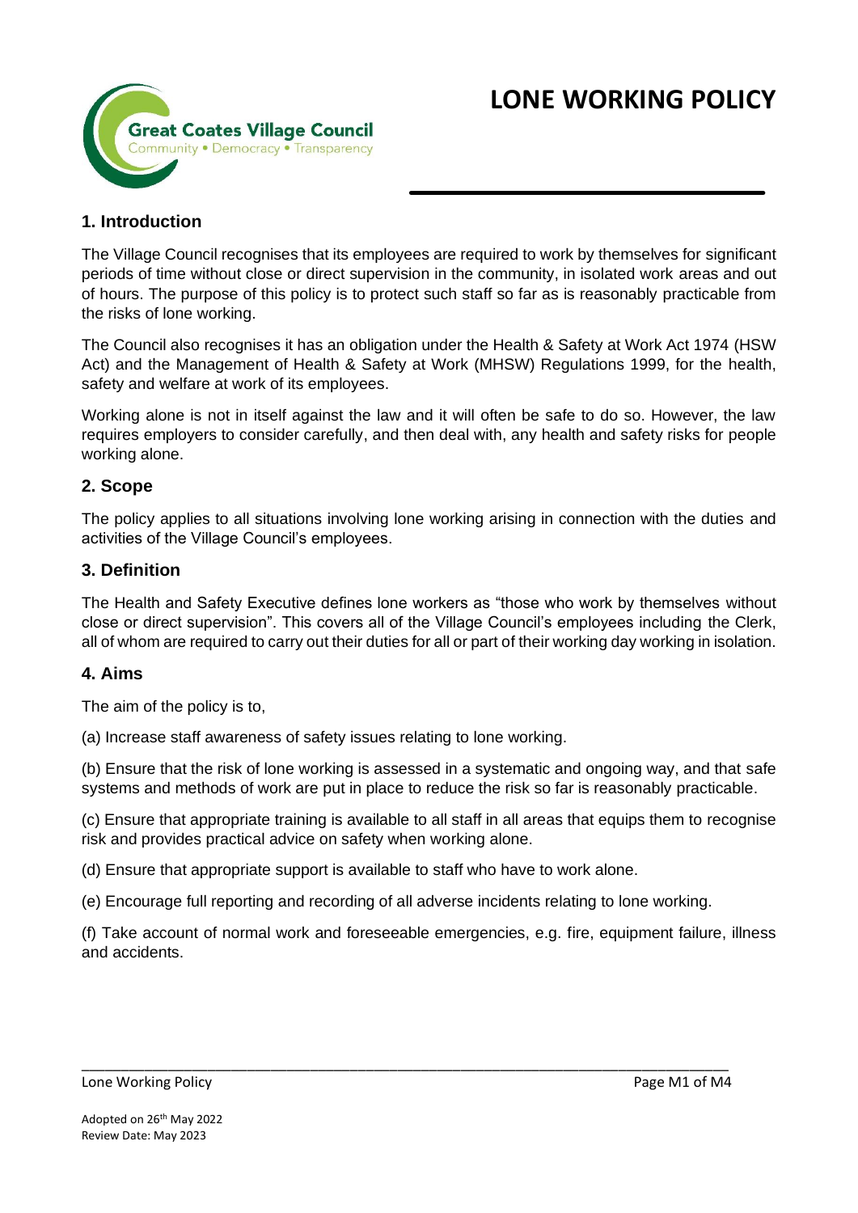Great Coates Village Council
Community • Democracy • Transparency

# LONE WORKING POLICY

## 1. Introduction

The Village Council recognises that its employees are required to work by themselves for significant periods of time without close or direct supervision in the community, in isolated work areas and out of hours. The purpose of this policy is to protect such staff so far as is reasonably practicable from the risks of lone working.

The Council also recognises it has an obligation under the Health & Safety at Work Act 1974 (HSW Act) and the Management of Health & Safety at Work (MHSW) Regulations 1999, for the health, safety and welfare at work of its employees.

Working alone is not in itself against the law and it will often be safe to do so. However, the law requires employers to consider carefully, and then deal with, any health and safety risks for people working alone.

## 2. Scope

The policy applies to all situations involving lone working arising in connection with the duties and activities of the Village Council's employees.

## 3. Definition

The Health and Safety Executive defines lone workers as "those who work by themselves without close or direct supervision". This covers all of the Village Council's employees including the Clerk, all of whom are required to carry out their duties for all or part of their working day working in isolation.

## 4. Aims

The aim of the policy is to,

(a) Increase staff awareness of safety issues relating to lone working.

(b) Ensure that the risk of lone working is assessed in a systematic and ongoing way, and that safe systems and methods of work are put in place to reduce the risk so far is reasonably practicable.

(c) Ensure that appropriate training is available to all staff in all areas that equips them to recognise risk and provides practical advice on safety when working alone.

(d) Ensure that appropriate support is available to staff who have to work alone.

(e) Encourage full reporting and recording of all adverse incidents relating to lone working.

(f) Take account of normal work and foreseeable emergencies, e.g. fire, equipment failure, illness and accidents.

Adopted on 26th May 2022
Review Date: May 2023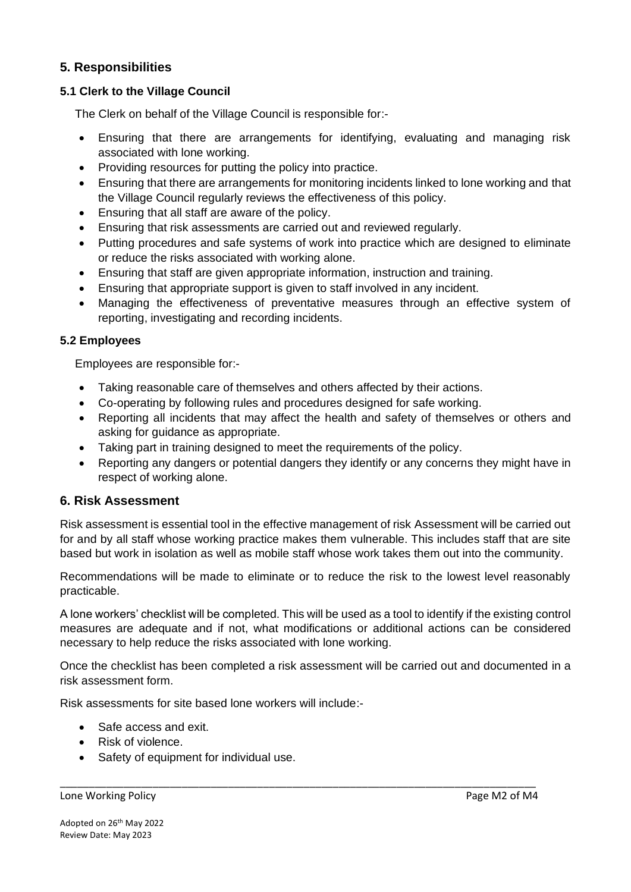## 5. Responsibilities

### 5.1 Clerk to the Village Council

The Clerk on behalf of the Village Council is responsible for:-

- Ensuring that there are arrangements for identifying, evaluating and managing risk associated with lone working.
- Providing resources for putting the policy into practice.
- Ensuring that there are arrangements for monitoring incidents linked to lone working and that the Village Council regularly reviews the effectiveness of this policy.
- Ensuring that all staff are aware of the policy.
- Ensuring that risk assessments are carried out and reviewed regularly.
- Putting procedures and safe systems of work into practice which are designed to eliminate or reduce the risks associated with working alone.
- Ensuring that staff are given appropriate information, instruction and training.
- Ensuring that appropriate support is given to staff involved in any incident.
- Managing the effectiveness of preventative measures through an effective system of reporting, investigating and recording incidents.

### 5.2 Employees

Employees are responsible for:-

- Taking reasonable care of themselves and others affected by their actions.
- Co-operating by following rules and procedures designed for safe working.
- Reporting all incidents that may affect the health and safety of themselves or others and asking for guidance as appropriate.
- Taking part in training designed to meet the requirements of the policy.
- Reporting any dangers or potential dangers they identify or any concerns they might have in respect of working alone.

## 6. Risk Assessment

Risk assessment is essential tool in the effective management of risk Assessment will be carried out for and by all staff whose working practice makes them vulnerable. This includes staff that are site based but work in isolation as well as mobile staff whose work takes them out into the community.

Recommendations will be made to eliminate or to reduce the risk to the lowest level reasonably practicable.

A lone workers' checklist will be completed. This will be used as a tool to identify if the existing control measures are adequate and if not, what modifications or additional actions can be considered necessary to help reduce the risks associated with lone working.

Once the checklist has been completed a risk assessment will be carried out and documented in a risk assessment form.

Risk assessments for site based lone workers will include:-

- Safe access and exit.
- Risk of violence.
- Safety of equipment for individual use.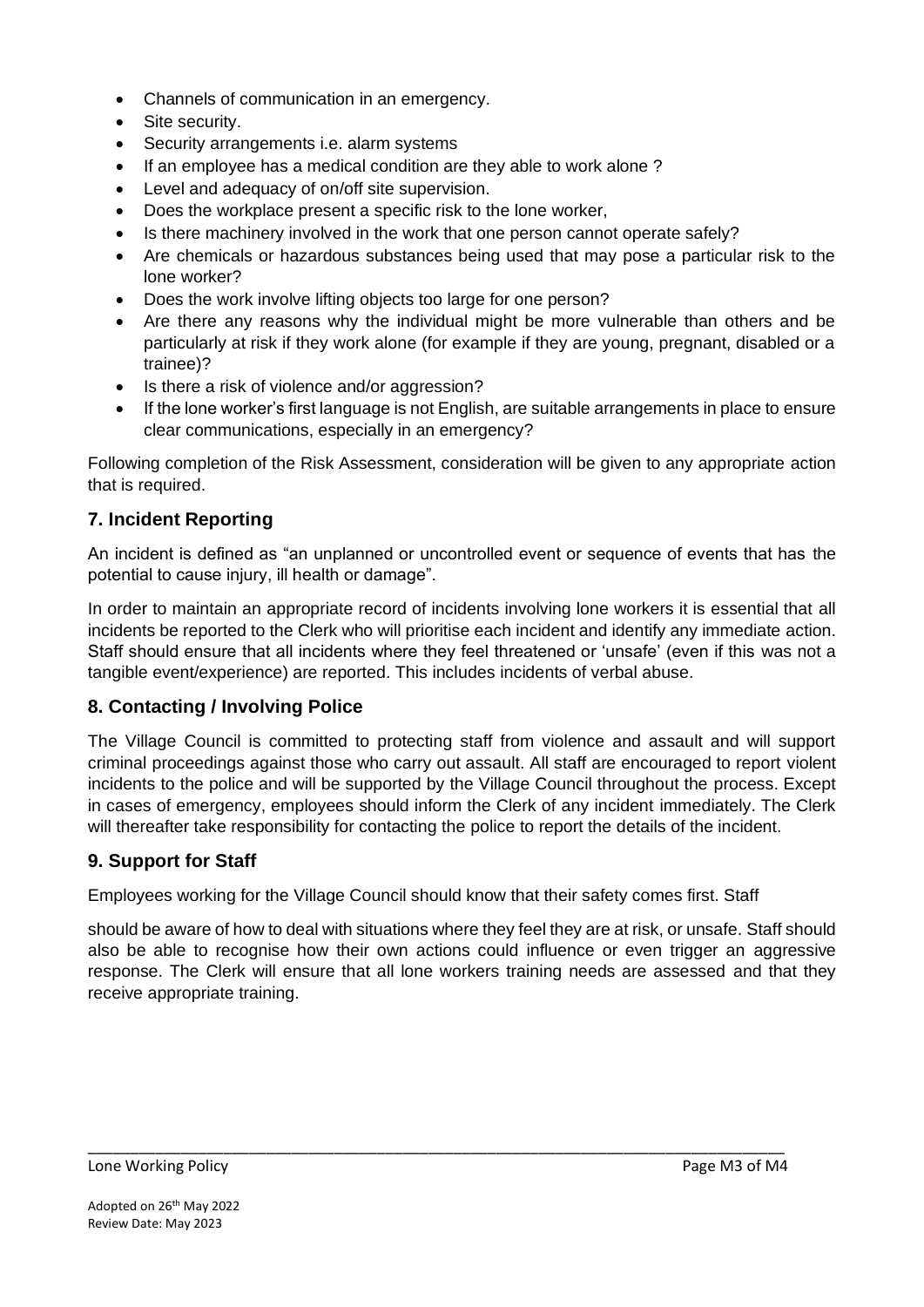- Channels of communication in an emergency.
- Site security.
- Security arrangements i.e. alarm systems
- If an employee has a medical condition are they able to work alone ?
- Level and adequacy of on/off site supervision.
- Does the workplace present a specific risk to the lone worker,
- Is there machinery involved in the work that one person cannot operate safely?
- Are chemicals or hazardous substances being used that may pose a particular risk to the lone worker?
- Does the work involve lifting objects too large for one person?
- Are there any reasons why the individual might be more vulnerable than others and be particularly at risk if they work alone (for example if they are young, pregnant, disabled or a trainee)?
- Is there a risk of violence and/or aggression?
- If the lone worker's first language is not English, are suitable arrangements in place to ensure clear communications, especially in an emergency?

Following completion of the Risk Assessment, consideration will be given to any appropriate action that is required.

## 7. Incident Reporting

An incident is defined as "an unplanned or uncontrolled event or sequence of events that has the potential to cause injury, ill health or damage".

In order to maintain an appropriate record of incidents involving lone workers it is essential that all incidents be reported to the Clerk who will prioritise each incident and identify any immediate action. Staff should ensure that all incidents where they feel threatened or 'unsafe' (even if this was not a tangible event/experience) are reported. This includes incidents of verbal abuse.

## 8. Contacting / Involving Police

The Village Council is committed to protecting staff from violence and assault and will support criminal proceedings against those who carry out assault. All staff are encouraged to report violent incidents to the police and will be supported by the Village Council throughout the process. Except in cases of emergency, employees should inform the Clerk of any incident immediately. The Clerk will thereafter take responsibility for contacting the police to report the details of the incident.

## 9. Support for Staff

Employees working for the Village Council should know that their safety comes first. Staff

should be aware of how to deal with situations where they feel they are at risk, or unsafe. Staff should also be able to recognise how their own actions could influence or even trigger an aggressive response. The Clerk will ensure that all lone workers training needs are assessed and that they receive appropriate training.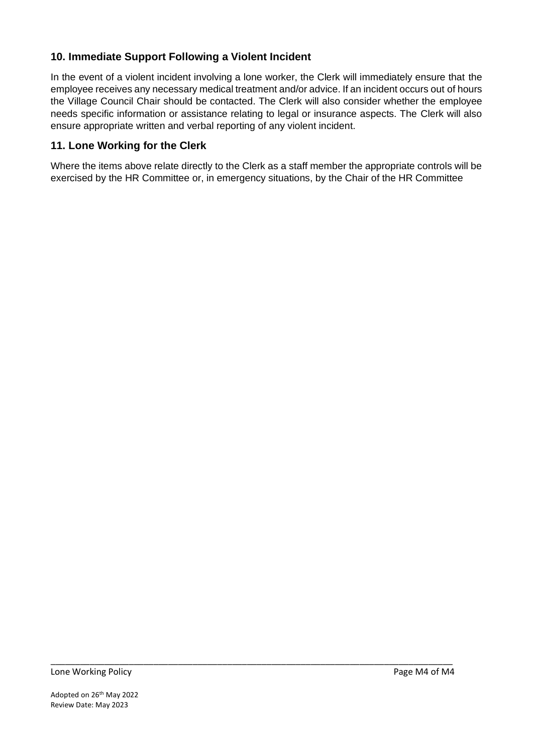## 10. Immediate Support Following a Violent Incident

In the event of a violent incident involving a lone worker, the Clerk will immediately ensure that the employee receives any necessary medical treatment and/or advice. If an incident occurs out of hours the Village Council Chair should be contacted. The Clerk will also consider whether the employee needs specific information or assistance relating to legal or insurance aspects. The Clerk will also ensure appropriate written and verbal reporting of any violent incident.

## 11. Lone Working for the Clerk

Where the items above relate directly to the Clerk as a staff member the appropriate controls will be exercised by the HR Committee or, in emergency situations, by the Chair of the HR Committee